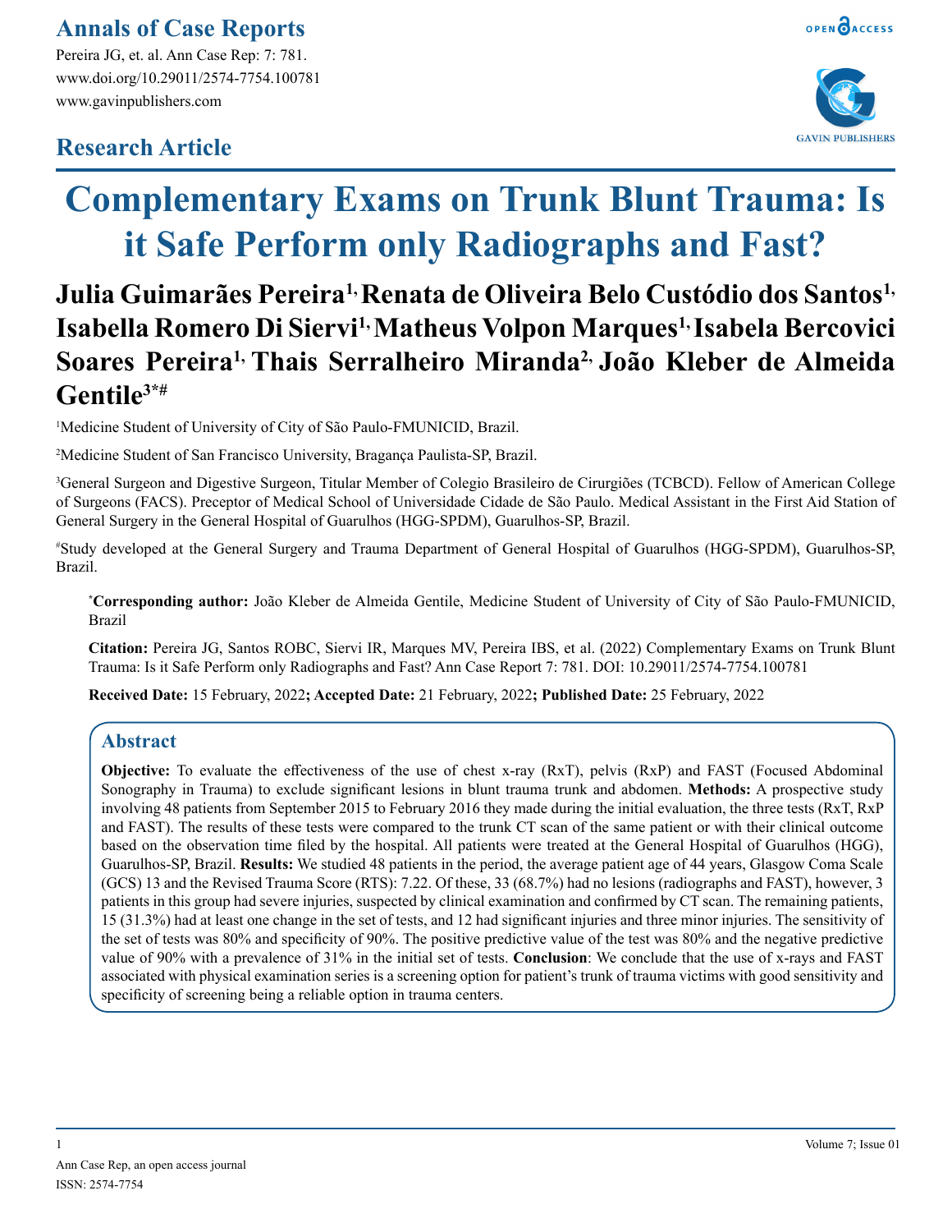# Complementary Exams on Trunk Blunt Trauma: Is it Safe Perform only Radiographs and Fast?

**Julia Guimarães Pereira[1], Renata de Oliveira Belo Custódio dos Santos[1], Isabella Romero Di Siervi[1], Matheus Volpon Marques[1], Isabela Bercovici Soares Pereira[1], Thais Serralheiro Miranda[2], João Kleber de Almeida Gentile[3*#]**

[1]Medicine Student of University of City of São Paulo-FMUNICID, Brazil.

[2]Medicine Student of San Francisco University, Bragança Paulista-SP, Brazil.

[3]General Surgeon and Digestive Surgeon, Titular Member of Colegio Brasileiro de Cirurgiões (TCBCD). Fellow of American College of Surgeons (FACS). Preceptor of Medical School of Universidade Cidade de São Paulo. Medical Assistant in the First Aid Station of General Surgery in the General Hospital of Guarulhos (HGG-SPDM), Guarulhos-SP, Brazil.

[#]Study developed at the General Surgery and Trauma Department of General Hospital of Guarulhos (HGG-SPDM), Guarulhos-SP, Brazil.

[*]**Corresponding author:** João Kleber de Almeida Gentile, Medicine Student of University of City of São Paulo-FMUNICID, Brazil

**Citation:** Pereira JG, Santos ROBC, Siervi IR, Marques MV, Pereira IBS, et al. (2022) Complementary Exams on Trunk Blunt Trauma: Is it Safe Perform only Radiographs and Fast? Ann Case Report 7: 781. DOI: 10.29011/2574-7754.100781

**Received Date:** 15 February, 2022**; Accepted Date:** 21 February, 2022**; Published Date:** 25 February, 2022

## Abstract

**Objective:** To evaluate the effectiveness of the use of chest x-ray (RxT), pelvis (RxP) and FAST (Focused Abdominal Sonography in Trauma) to exclude significant lesions in blunt trauma trunk and abdomen. **Methods:** A prospective study involving 48 patients from September 2015 to February 2016 they made during the initial evaluation, the three tests (RxT, RxP and FAST). The results of these tests were compared to the trunk CT scan of the same patient or with their clinical outcome based on the observation time filed by the hospital. All patients were treated at the General Hospital of Guarulhos (HGG), Guarulhos-SP, Brazil. **Results:** We studied 48 patients in the period, the average patient age of 44 years, Glasgow Coma Scale (GCS) 13 and the Revised Trauma Score (RTS): 7.22. Of these, 33 (68.7%) had no lesions (radiographs and FAST), however, 3 patients in this group had severe injuries, suspected by clinical examination and confirmed by CT scan. The remaining patients, 15 (31.3%) had at least one change in the set of tests, and 12 had significant injuries and three minor injuries. The sensitivity of the set of tests was 80% and specificity of 90%. The positive predictive value of the test was 80% and the negative predictive value of 90% with a prevalence of 31% in the initial set of tests. **Conclusion**: We conclude that the use of x-rays and FAST associated with physical examination series is a screening option for patient's trunk of trauma victims with good sensitivity and specificity of screening being a reliable option in trauma centers.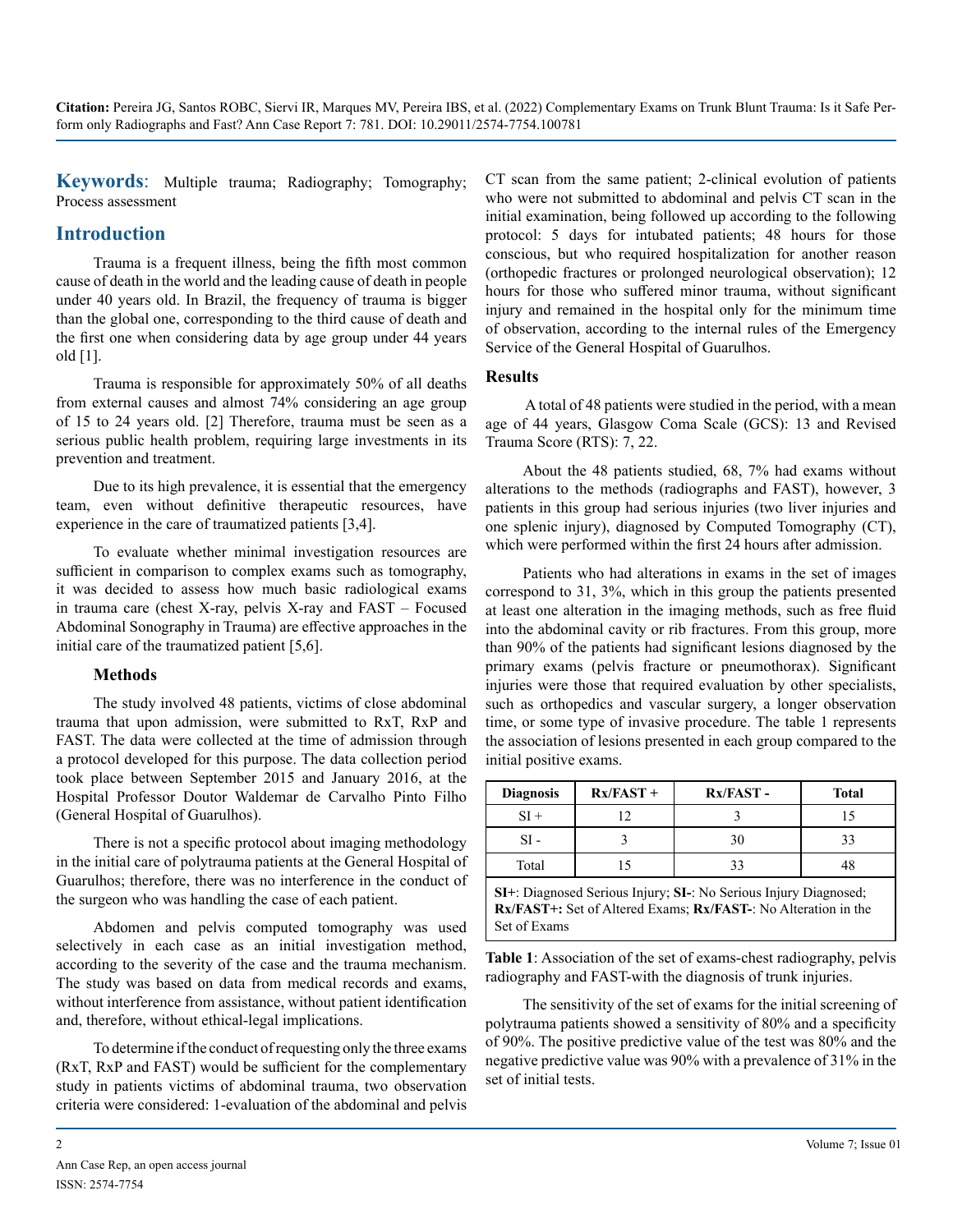**Keywords**: Multiple trauma; Radiography; Tomography; Process assessment

## Introduction

Trauma is a frequent illness, being the fifth most common cause of death in the world and the leading cause of death in people under 40 years old. In Brazil, the frequency of trauma is bigger than the global one, corresponding to the third cause of death and the first one when considering data by age group under 44 years old [1].

Trauma is responsible for approximately 50% of all deaths from external causes and almost 74% considering an age group of 15 to 24 years old. [2] Therefore, trauma must be seen as a serious public health problem, requiring large investments in its prevention and treatment.

Due to its high prevalence, it is essential that the emergency team, even without definitive therapeutic resources, have experience in the care of traumatized patients [3,4].

To evaluate whether minimal investigation resources are sufficient in comparison to complex exams such as tomography, it was decided to assess how much basic radiological exams in trauma care (chest X-ray, pelvis X-ray and FAST – Focused Abdominal Sonography in Trauma) are effective approaches in the initial care of the traumatized patient [5,6].

### Methods

The study involved 48 patients, victims of close abdominal trauma that upon admission, were submitted to RxT, RxP and FAST. The data were collected at the time of admission through a protocol developed for this purpose. The data collection period took place between September 2015 and January 2016, at the Hospital Professor Doutor Waldemar de Carvalho Pinto Filho (General Hospital of Guarulhos).

There is not a specific protocol about imaging methodology in the initial care of polytrauma patients at the General Hospital of Guarulhos; therefore, there was no interference in the conduct of the surgeon who was handling the case of each patient.

Abdomen and pelvis computed tomography was used selectively in each case as an initial investigation method, according to the severity of the case and the trauma mechanism. The study was based on data from medical records and exams, without interference from assistance, without patient identification and, therefore, without ethical-legal implications.

To determine if the conduct of requesting only the three exams (RxT, RxP and FAST) would be sufficient for the complementary study in patients victims of abdominal trauma, two observation criteria were considered: 1-evaluation of the abdominal and pelvis CT scan from the same patient; 2-clinical evolution of patients who were not submitted to abdominal and pelvis CT scan in the initial examination, being followed up according to the following protocol: 5 days for intubated patients; 48 hours for those conscious, but who required hospitalization for another reason (orthopedic fractures or prolonged neurological observation); 12 hours for those who suffered minor trauma, without significant injury and remained in the hospital only for the minimum time of observation, according to the internal rules of the Emergency Service of the General Hospital of Guarulhos.

### Results

A total of 48 patients were studied in the period, with a mean age of 44 years, Glasgow Coma Scale (GCS): 13 and Revised Trauma Score (RTS): 7, 22.

About the 48 patients studied, 68, 7% had exams without alterations to the methods (radiographs and FAST), however, 3 patients in this group had serious injuries (two liver injuries and one splenic injury), diagnosed by Computed Tomography (CT), which were performed within the first 24 hours after admission.

Patients who had alterations in exams in the set of images correspond to 31, 3%, which in this group the patients presented at least one alteration in the imaging methods, such as free fluid into the abdominal cavity or rib fractures. From this group, more than 90% of the patients had significant lesions diagnosed by the primary exams (pelvis fracture or pneumothorax). Significant injuries were those that required evaluation by other specialists, such as orthopedics and vascular surgery, a longer observation time, or some type of invasive procedure. The table 1 represents the association of lesions presented in each group compared to the initial positive exams.

| Diagnosis | Rx/FAST + | Rx/FAST - | Total |
|---|---|---|---|
| SI + | 12 | 3 | 15 |
| SI - | 3 | 30 | 33 |
| Total | 15 | 33 | 48 |

**SI+**: Diagnosed Serious Injury; **SI-**: No Serious Injury Diagnosed; **Rx/FAST+:** Set of Altered Exams; **Rx/FAST-**: No Alteration in the Set of Exams

**Table 1**: Association of the set of exams-chest radiography, pelvis radiography and FAST-with the diagnosis of trunk injuries.

The sensitivity of the set of exams for the initial screening of polytrauma patients showed a sensitivity of 80% and a specificity of 90%. The positive predictive value of the test was 80% and the negative predictive value was 90% with a prevalence of 31% in the set of initial tests.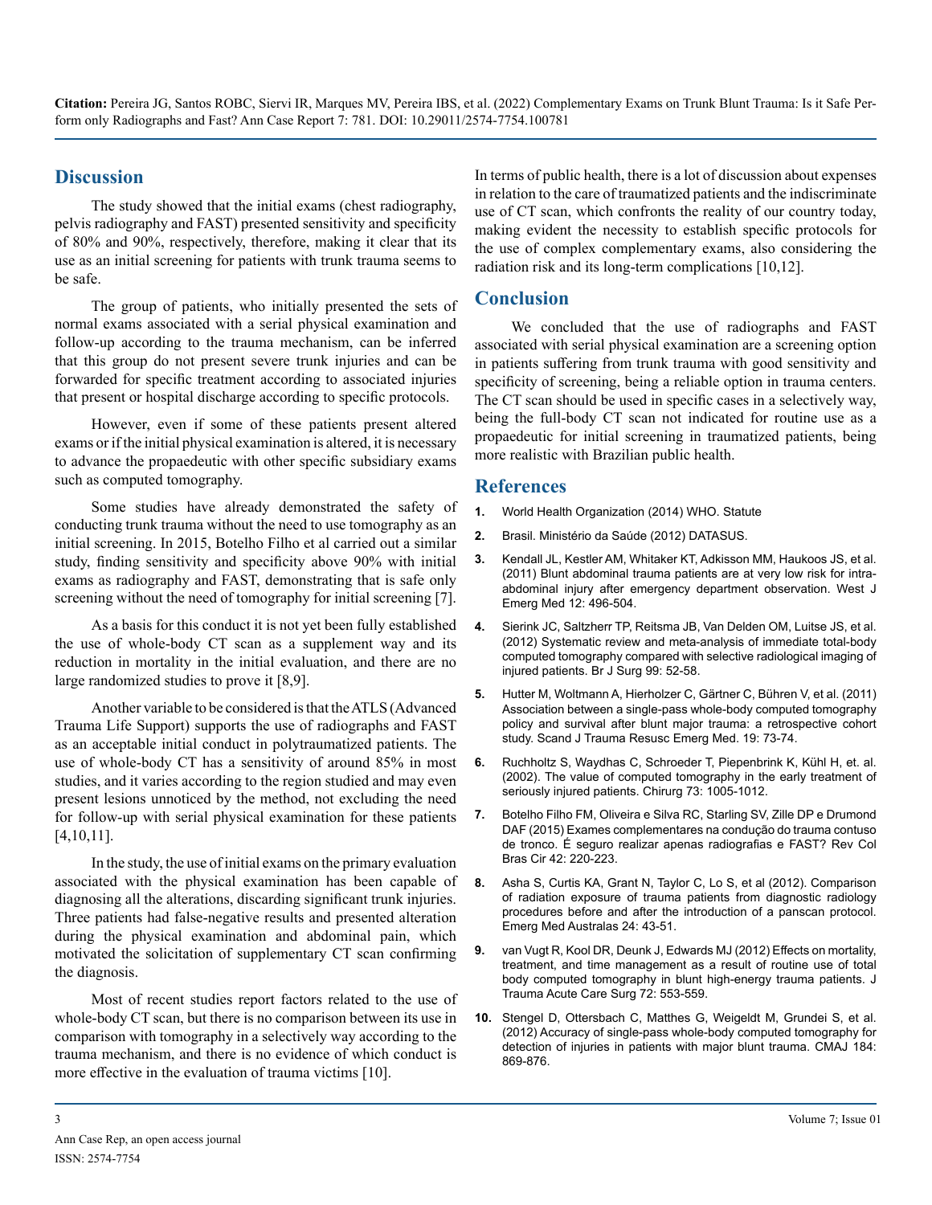## Discussion

The study showed that the initial exams (chest radiography, pelvis radiography and FAST) presented sensitivity and specificity of 80% and 90%, respectively, therefore, making it clear that its use as an initial screening for patients with trunk trauma seems to be safe.

The group of patients, who initially presented the sets of normal exams associated with a serial physical examination and follow-up according to the trauma mechanism, can be inferred that this group do not present severe trunk injuries and can be forwarded for specific treatment according to associated injuries that present or hospital discharge according to specific protocols.

However, even if some of these patients present altered exams or if the initial physical examination is altered, it is necessary to advance the propaedeutic with other specific subsidiary exams such as computed tomography.

Some studies have already demonstrated the safety of conducting trunk trauma without the need to use tomography as an initial screening. In 2015, Botelho Filho et al carried out a similar study, finding sensitivity and specificity above 90% with initial exams as radiography and FAST, demonstrating that is safe only screening without the need of tomography for initial screening [7].

As a basis for this conduct it is not yet been fully established the use of whole-body CT scan as a supplement way and its reduction in mortality in the initial evaluation, and there are no large randomized studies to prove it [8,9].

Another variable to be considered is that the ATLS (Advanced Trauma Life Support) supports the use of radiographs and FAST as an acceptable initial conduct in polytraumatized patients. The use of whole-body CT has a sensitivity of around 85% in most studies, and it varies according to the region studied and may even present lesions unnoticed by the method, not excluding the need for follow-up with serial physical examination for these patients [4,10,11].

In the study, the use of initial exams on the primary evaluation associated with the physical examination has been capable of diagnosing all the alterations, discarding significant trunk injuries. Three patients had false-negative results and presented alteration during the physical examination and abdominal pain, which motivated the solicitation of supplementary CT scan confirming the diagnosis.

Most of recent studies report factors related to the use of whole-body CT scan, but there is no comparison between its use in comparison with tomography in a selectively way according to the trauma mechanism, and there is no evidence of which conduct is more effective in the evaluation of trauma victims [10].

In terms of public health, there is a lot of discussion about expenses in relation to the care of traumatized patients and the indiscriminate use of CT scan, which confronts the reality of our country today, making evident the necessity to establish specific protocols for the use of complex complementary exams, also considering the radiation risk and its long-term complications [10,12].

## Conclusion

We concluded that the use of radiographs and FAST associated with serial physical examination are a screening option in patients suffering from trunk trauma with good sensitivity and specificity of screening, being a reliable option in trauma centers. The CT scan should be used in specific cases in a selectively way, being the full-body CT scan not indicated for routine use as a propaedeutic for initial screening in traumatized patients, being more realistic with Brazilian public health.

## References

1. World Health Organization (2014) WHO. Statute
2. Brasil. Ministério da Saúde (2012) DATASUS.
3. Kendall JL, Kestler AM, Whitaker KT, Adkisson MM, Haukoos JS, et al. (2011) Blunt abdominal trauma patients are at very low risk for intra-abdominal injury after emergency department observation. West J Emerg Med 12: 496-504.
4. Sierink JC, Saltzherr TP, Reitsma JB, Van Delden OM, Luitse JS, et al. (2012) Systematic review and meta-analysis of immediate total-body computed tomography compared with selective radiological imaging of injured patients. Br J Surg 99: 52-58.
5. Hutter M, Woltmann A, Hierholzer C, Gärtner C, Bühren V, et al. (2011) Association between a single-pass whole-body computed tomography policy and survival after blunt major trauma: a retrospective cohort study. Scand J Trauma Resusc Emerg Med. 19: 73-74.
6. Ruchholtz S, Waydhas C, Schroeder T, Piepenbrink K, Kühl H, et. al. (2002). The value of computed tomography in the early treatment of seriously injured patients. Chirurg 73: 1005-1012.
7. Botelho Filho FM, Oliveira e Silva RC, Starling SV, Zille DP e Drumond DAF (2015) Exames complementares na condução do trauma contuso de tronco. É seguro realizar apenas radiografias e FAST? Rev Col Bras Cir 42: 220-223.
8. Asha S, Curtis KA, Grant N, Taylor C, Lo S, et al (2012). Comparison of radiation exposure of trauma patients from diagnostic radiology procedures before and after the introduction of a panscan protocol. Emerg Med Australas 24: 43-51.
9. van Vugt R, Kool DR, Deunk J, Edwards MJ (2012) Effects on mortality, treatment, and time management as a result of routine use of total body computed tomography in blunt high-energy trauma patients. J Trauma Acute Care Surg 72: 553-559.
10. Stengel D, Ottersbach C, Matthes G, Weigeldt M, Grundei S, et al. (2012) Accuracy of single-pass whole-body computed tomography for detection of injuries in patients with major blunt trauma. CMAJ 184: 869-876.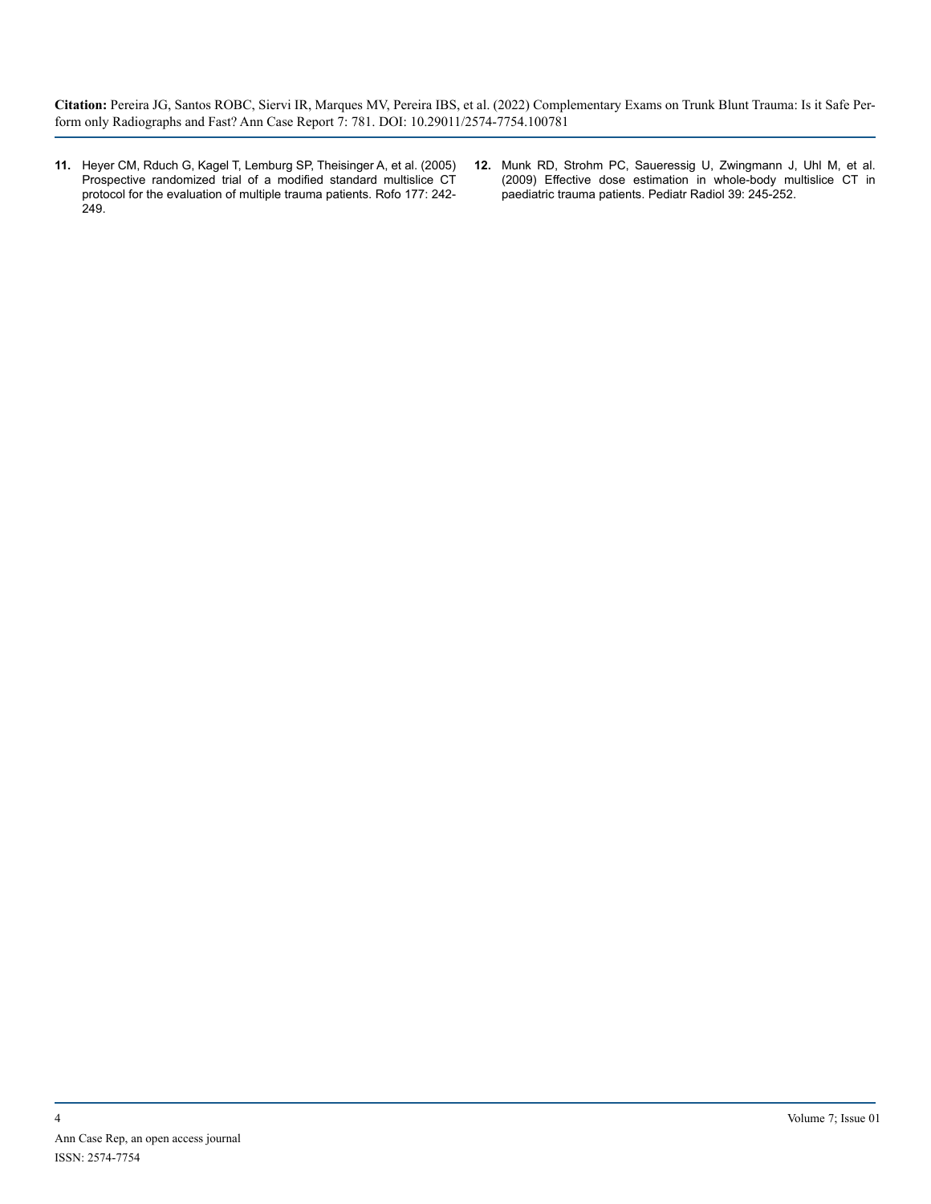11. Heyer CM, Rduch G, Kagel T, Lemburg SP, Theisinger A, et al. (2005) Prospective randomized trial of a modified standard multislice CT protocol for the evaluation of multiple trauma patients. Rofo 177: 242-249.

12. Munk RD, Strohm PC, Saueressig U, Zwingmann J, Uhl M, et al. (2009) Effective dose estimation in whole-body multislice CT in paediatric trauma patients. Pediatr Radiol 39: 245-252.